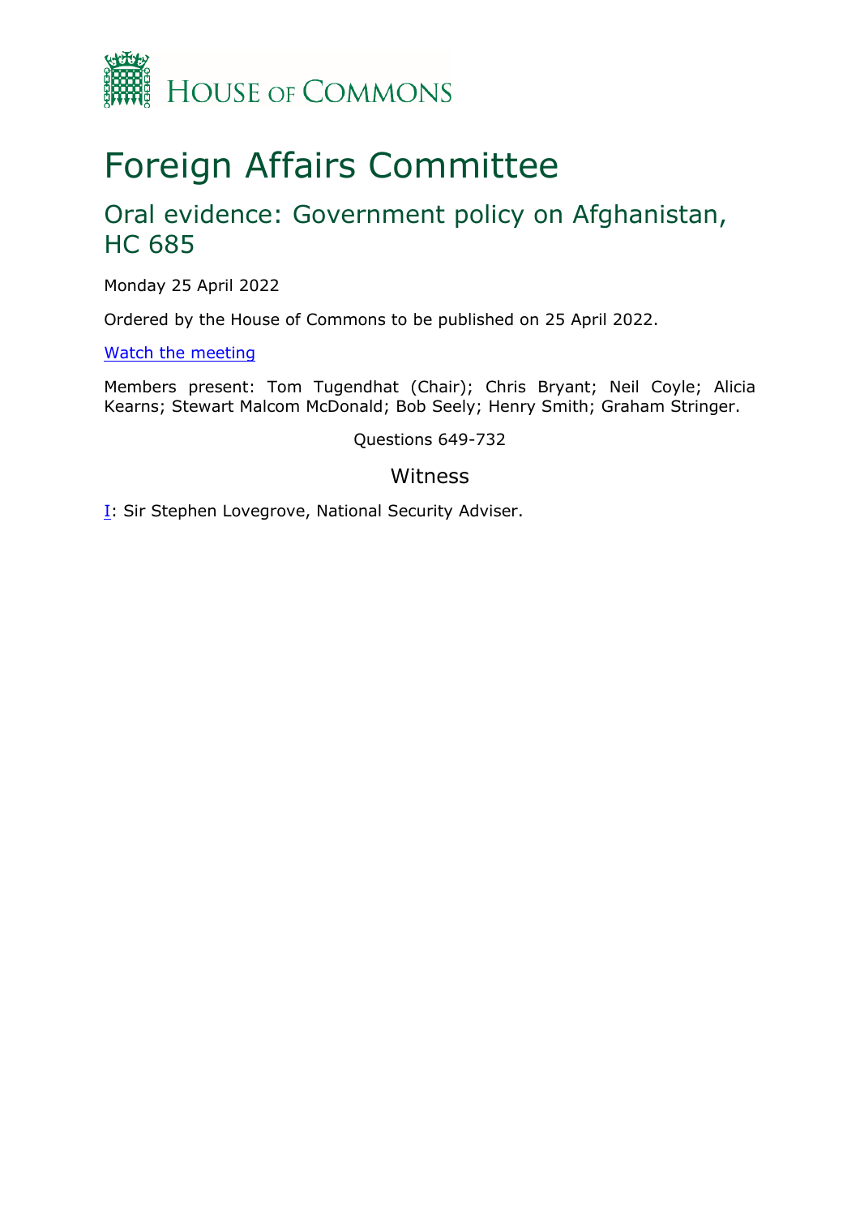House of Commons

# Foreign Affairs Committee

## Oral evidence: Government policy on Afghanistan, HC 685

Monday 25 April 2022

Ordered by the House of Commons to be published on 25 April 2022.

[Watch the meeting]

Members present: Tom Tugendhat (Chair); Chris Bryant; Neil Coyle; Alicia Kearns; Stewart Malcom McDonald; Bob Seely; Henry Smith; Graham Stringer.

Questions 649-732

### Witness

I: Sir Stephen Lovegrove, National Security Adviser.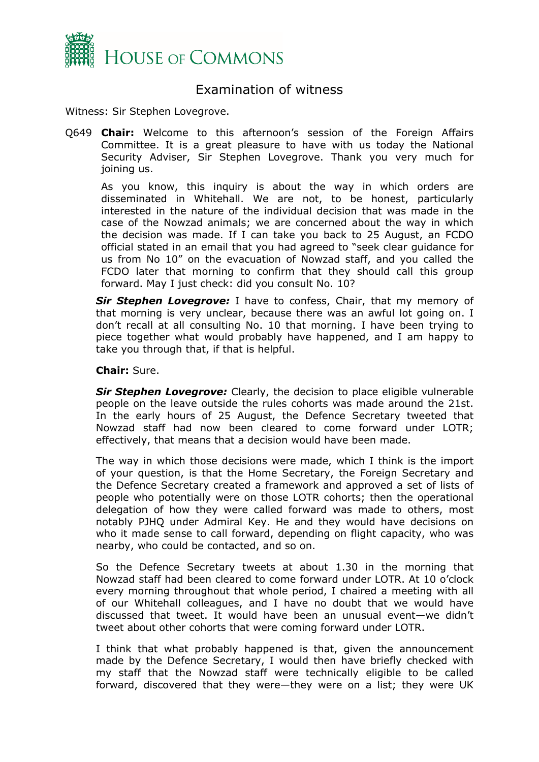# Examination of witness

Witness: Sir Stephen Lovegrove.

Q649 **Chair:** Welcome to this afternoon's session of the Foreign Affairs Committee. It is a great pleasure to have with us today the National Security Adviser, Sir Stephen Lovegrove. Thank you very much for joining us.

As you know, this inquiry is about the way in which orders are disseminated in Whitehall. We are not, to be honest, particularly interested in the nature of the individual decision that was made in the case of the Nowzad animals; we are concerned about the way in which the decision was made. If I can take you back to 25 August, an FCDO official stated in an email that you had agreed to "seek clear guidance for us from No 10" on the evacuation of Nowzad staff, and you called the FCDO later that morning to confirm that they should call this group forward. May I just check: did you consult No. 10?

***Sir Stephen Lovegrove:*** I have to confess, Chair, that my memory of that morning is very unclear, because there was an awful lot going on. I don't recall at all consulting No. 10 that morning. I have been trying to piece together what would probably have happened, and I am happy to take you through that, if that is helpful.

**Chair:** Sure.

***Sir Stephen Lovegrove:*** Clearly, the decision to place eligible vulnerable people on the leave outside the rules cohorts was made around the 21st. In the early hours of 25 August, the Defence Secretary tweeted that Nowzad staff had now been cleared to come forward under LOTR; effectively, that means that a decision would have been made.

The way in which those decisions were made, which I think is the import of your question, is that the Home Secretary, the Foreign Secretary and the Defence Secretary created a framework and approved a set of lists of people who potentially were on those LOTR cohorts; then the operational delegation of how they were called forward was made to others, most notably PJHQ under Admiral Key. He and they would have decisions on who it made sense to call forward, depending on flight capacity, who was nearby, who could be contacted, and so on.

So the Defence Secretary tweets at about 1.30 in the morning that Nowzad staff had been cleared to come forward under LOTR. At 10 o'clock every morning throughout that whole period, I chaired a meeting with all of our Whitehall colleagues, and I have no doubt that we would have discussed that tweet. It would have been an unusual event—we didn't tweet about other cohorts that were coming forward under LOTR.

I think that what probably happened is that, given the announcement made by the Defence Secretary, I would then have briefly checked with my staff that the Nowzad staff were technically eligible to be called forward, discovered that they were—they were on a list; they were UK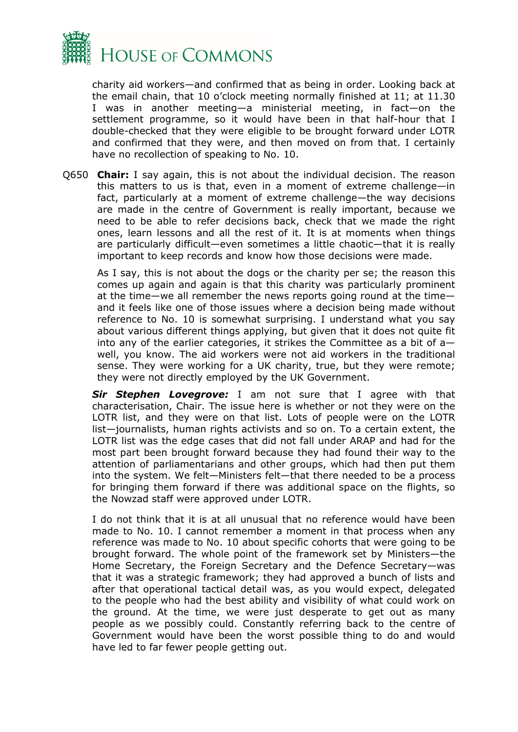charity aid workers—and confirmed that as being in order. Looking back at the email chain, that 10 o'clock meeting normally finished at 11; at 11.30 I was in another meeting—a ministerial meeting, in fact—on the settlement programme, so it would have been in that half-hour that I double-checked that they were eligible to be brought forward under LOTR and confirmed that they were, and then moved on from that. I certainly have no recollection of speaking to No. 10.

Q650 **Chair:** I say again, this is not about the individual decision. The reason this matters to us is that, even in a moment of extreme challenge—in fact, particularly at a moment of extreme challenge—the way decisions are made in the centre of Government is really important, because we need to be able to refer decisions back, check that we made the right ones, learn lessons and all the rest of it. It is at moments when things are particularly difficult—even sometimes a little chaotic—that it is really important to keep records and know how those decisions were made.

As I say, this is not about the dogs or the charity per se; the reason this comes up again and again is that this charity was particularly prominent at the time—we all remember the news reports going round at the time—and it feels like one of those issues where a decision being made without reference to No. 10 is somewhat surprising. I understand what you say about various different things applying, but given that it does not quite fit into any of the earlier categories, it strikes the Committee as a bit of a—well, you know. The aid workers were not aid workers in the traditional sense. They were working for a UK charity, true, but they were remote; they were not directly employed by the UK Government.

***Sir Stephen Lovegrove:*** I am not sure that I agree with that characterisation, Chair. The issue here is whether or not they were on the LOTR list, and they were on that list. Lots of people were on the LOTR list—journalists, human rights activists and so on. To a certain extent, the LOTR list was the edge cases that did not fall under ARAP and had for the most part been brought forward because they had found their way to the attention of parliamentarians and other groups, which had then put them into the system. We felt—Ministers felt—that there needed to be a process for bringing them forward if there was additional space on the flights, so the Nowzad staff were approved under LOTR.

I do not think that it is at all unusual that no reference would have been made to No. 10. I cannot remember a moment in that process when any reference was made to No. 10 about specific cohorts that were going to be brought forward. The whole point of the framework set by Ministers—the Home Secretary, the Foreign Secretary and the Defence Secretary—was that it was a strategic framework; they had approved a bunch of lists and after that operational tactical detail was, as you would expect, delegated to the people who had the best ability and visibility of what could work on the ground. At the time, we were just desperate to get out as many people as we possibly could. Constantly referring back to the centre of Government would have been the worst possible thing to do and would have led to far fewer people getting out.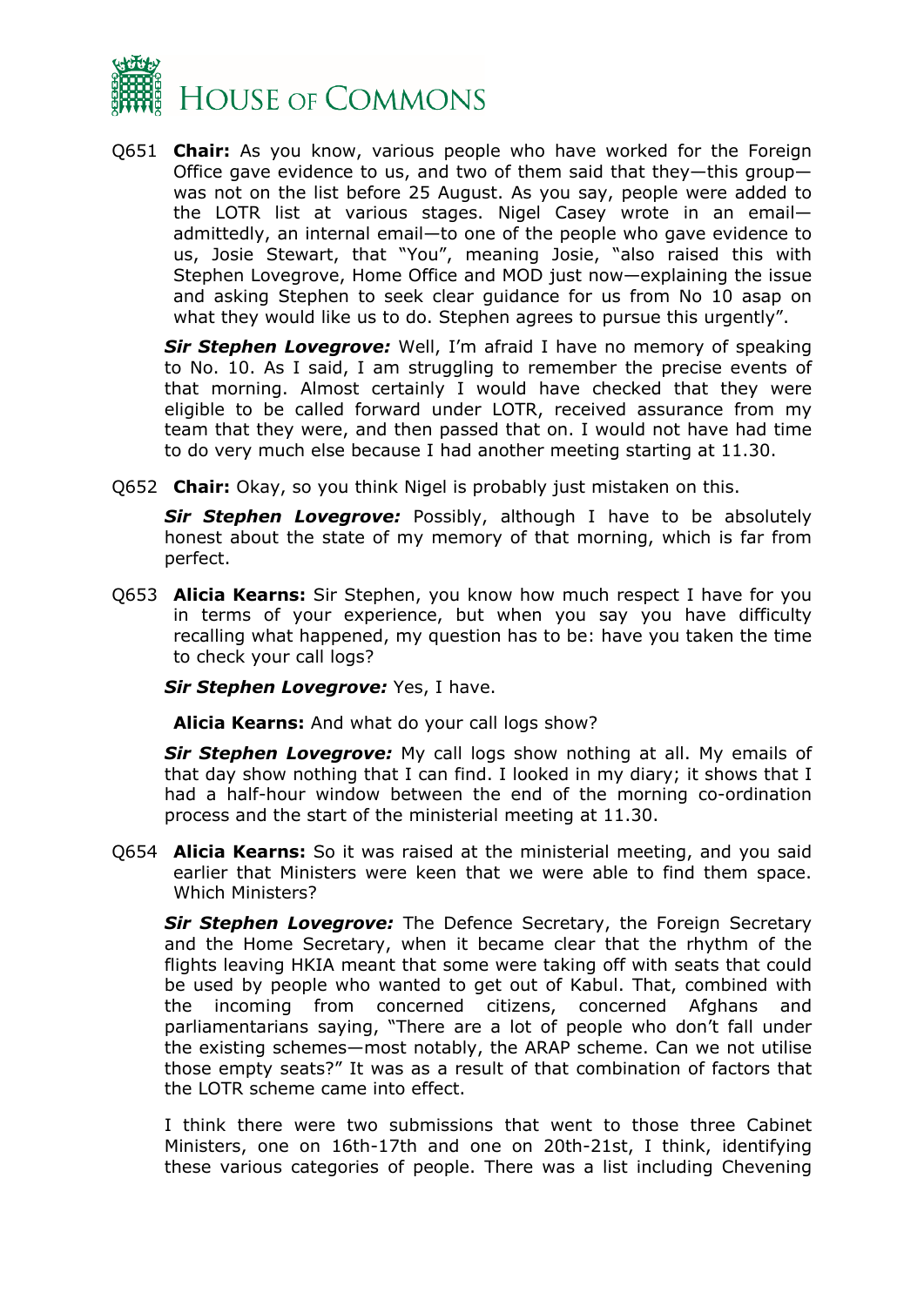Q651 **Chair:** As you know, various people who have worked for the Foreign Office gave evidence to us, and two of them said that they—this group—was not on the list before 25 August. As you say, people were added to the LOTR list at various stages. Nigel Casey wrote in an email—admittedly, an internal email—to one of the people who gave evidence to us, Josie Stewart, that "You", meaning Josie, "also raised this with Stephen Lovegrove, Home Office and MOD just now—explaining the issue and asking Stephen to seek clear guidance for us from No 10 asap on what they would like us to do. Stephen agrees to pursue this urgently".

***Sir Stephen Lovegrove:*** Well, I'm afraid I have no memory of speaking to No. 10. As I said, I am struggling to remember the precise events of that morning. Almost certainly I would have checked that they were eligible to be called forward under LOTR, received assurance from my team that they were, and then passed that on. I would not have had time to do very much else because I had another meeting starting at 11.30.

Q652 **Chair:** Okay, so you think Nigel is probably just mistaken on this.

***Sir Stephen Lovegrove:*** Possibly, although I have to be absolutely honest about the state of my memory of that morning, which is far from perfect.

Q653 **Alicia Kearns:** Sir Stephen, you know how much respect I have for you in terms of your experience, but when you say you have difficulty recalling what happened, my question has to be: have you taken the time to check your call logs?

***Sir Stephen Lovegrove:*** Yes, I have.

**Alicia Kearns:** And what do your call logs show?

***Sir Stephen Lovegrove:*** My call logs show nothing at all. My emails of that day show nothing that I can find. I looked in my diary; it shows that I had a half-hour window between the end of the morning co-ordination process and the start of the ministerial meeting at 11.30.

Q654 **Alicia Kearns:** So it was raised at the ministerial meeting, and you said earlier that Ministers were keen that we were able to find them space. Which Ministers?

***Sir Stephen Lovegrove:*** The Defence Secretary, the Foreign Secretary and the Home Secretary, when it became clear that the rhythm of the flights leaving HKIA meant that some were taking off with seats that could be used by people who wanted to get out of Kabul. That, combined with the incoming from concerned citizens, concerned Afghans and parliamentarians saying, "There are a lot of people who don't fall under the existing schemes—most notably, the ARAP scheme. Can we not utilise those empty seats?" It was as a result of that combination of factors that the LOTR scheme came into effect.

I think there were two submissions that went to those three Cabinet Ministers, one on 16th-17th and one on 20th-21st, I think, identifying these various categories of people. There was a list including Chevening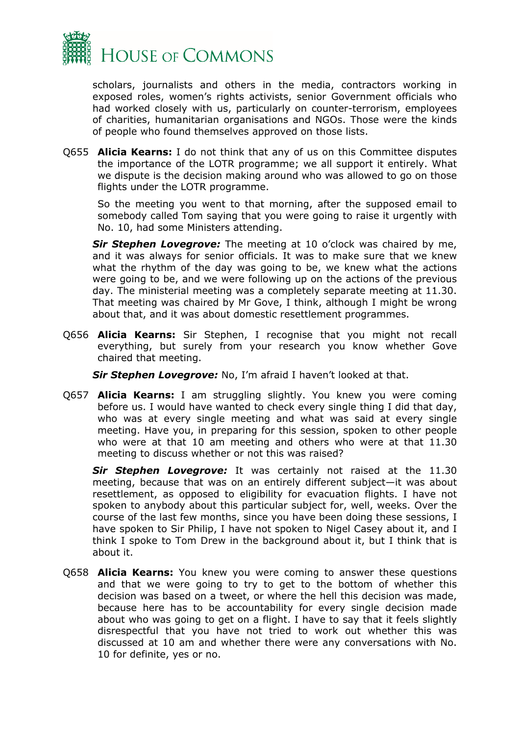scholars, journalists and others in the media, contractors working in exposed roles, women's rights activists, senior Government officials who had worked closely with us, particularly on counter-terrorism, employees of charities, humanitarian organisations and NGOs. Those were the kinds of people who found themselves approved on those lists.

Q655 **Alicia Kearns:** I do not think that any of us on this Committee disputes the importance of the LOTR programme; we all support it entirely. What we dispute is the decision making around who was allowed to go on those flights under the LOTR programme.

So the meeting you went to that morning, after the supposed email to somebody called Tom saying that you were going to raise it urgently with No. 10, had some Ministers attending.

***Sir Stephen Lovegrove:*** The meeting at 10 o'clock was chaired by me, and it was always for senior officials. It was to make sure that we knew what the rhythm of the day was going to be, we knew what the actions were going to be, and we were following up on the actions of the previous day. The ministerial meeting was a completely separate meeting at 11.30. That meeting was chaired by Mr Gove, I think, although I might be wrong about that, and it was about domestic resettlement programmes.

Q656 **Alicia Kearns:** Sir Stephen, I recognise that you might not recall everything, but surely from your research you know whether Gove chaired that meeting.

***Sir Stephen Lovegrove:*** No, I'm afraid I haven't looked at that.

Q657 **Alicia Kearns:** I am struggling slightly. You knew you were coming before us. I would have wanted to check every single thing I did that day, who was at every single meeting and what was said at every single meeting. Have you, in preparing for this session, spoken to other people who were at that 10 am meeting and others who were at that 11.30 meeting to discuss whether or not this was raised?

***Sir Stephen Lovegrove:*** It was certainly not raised at the 11.30 meeting, because that was on an entirely different subject—it was about resettlement, as opposed to eligibility for evacuation flights. I have not spoken to anybody about this particular subject for, well, weeks. Over the course of the last few months, since you have been doing these sessions, I have spoken to Sir Philip, I have not spoken to Nigel Casey about it, and I think I spoke to Tom Drew in the background about it, but I think that is about it.

Q658 **Alicia Kearns:** You knew you were coming to answer these questions and that we were going to try to get to the bottom of whether this decision was based on a tweet, or where the hell this decision was made, because here has to be accountability for every single decision made about who was going to get on a flight. I have to say that it feels slightly disrespectful that you have not tried to work out whether this was discussed at 10 am and whether there were any conversations with No. 10 for definite, yes or no.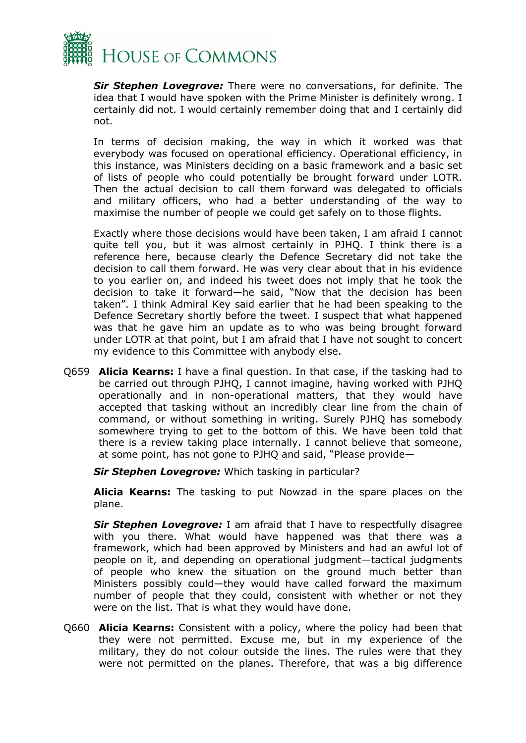***Sir Stephen Lovegrove:*** There were no conversations, for definite. The idea that I would have spoken with the Prime Minister is definitely wrong. I certainly did not. I would certainly remember doing that and I certainly did not.

In terms of decision making, the way in which it worked was that everybody was focused on operational efficiency. Operational efficiency, in this instance, was Ministers deciding on a basic framework and a basic set of lists of people who could potentially be brought forward under LOTR. Then the actual decision to call them forward was delegated to officials and military officers, who had a better understanding of the way to maximise the number of people we could get safely on to those flights.

Exactly where those decisions would have been taken, I am afraid I cannot quite tell you, but it was almost certainly in PJHQ. I think there is a reference here, because clearly the Defence Secretary did not take the decision to call them forward. He was very clear about that in his evidence to you earlier on, and indeed his tweet does not imply that he took the decision to take it forward—he said, "Now that the decision has been taken". I think Admiral Key said earlier that he had been speaking to the Defence Secretary shortly before the tweet. I suspect that what happened was that he gave him an update as to who was being brought forward under LOTR at that point, but I am afraid that I have not sought to concert my evidence to this Committee with anybody else.

Q659 **Alicia Kearns:** I have a final question. In that case, if the tasking had to be carried out through PJHQ, I cannot imagine, having worked with PJHQ operationally and in non-operational matters, that they would have accepted that tasking without an incredibly clear line from the chain of command, or without something in writing. Surely PJHQ has somebody somewhere trying to get to the bottom of this. We have been told that there is a review taking place internally. I cannot believe that someone, at some point, has not gone to PJHQ and said, "Please provide—

***Sir Stephen Lovegrove:*** Which tasking in particular?

**Alicia Kearns:** The tasking to put Nowzad in the spare places on the plane.

***Sir Stephen Lovegrove:*** I am afraid that I have to respectfully disagree with you there. What would have happened was that there was a framework, which had been approved by Ministers and had an awful lot of people on it, and depending on operational judgment—tactical judgments of people who knew the situation on the ground much better than Ministers possibly could—they would have called forward the maximum number of people that they could, consistent with whether or not they were on the list. That is what they would have done.

Q660 **Alicia Kearns:** Consistent with a policy, where the policy had been that they were not permitted. Excuse me, but in my experience of the military, they do not colour outside the lines. The rules were that they were not permitted on the planes. Therefore, that was a big difference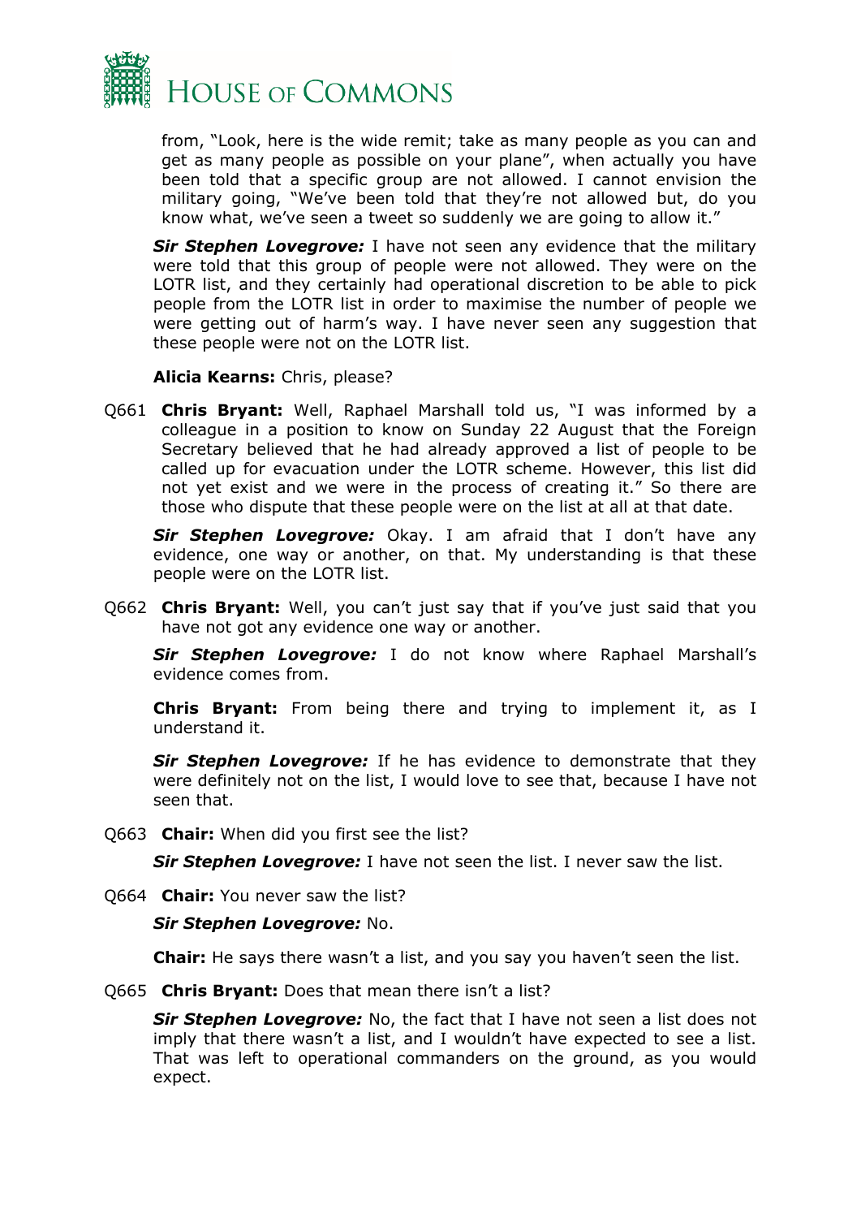from, "Look, here is the wide remit; take as many people as you can and get as many people as possible on your plane", when actually you have been told that a specific group are not allowed. I cannot envision the military going, "We've been told that they're not allowed but, do you know what, we've seen a tweet so suddenly we are going to allow it."

***Sir Stephen Lovegrove:*** I have not seen any evidence that the military were told that this group of people were not allowed. They were on the LOTR list, and they certainly had operational discretion to be able to pick people from the LOTR list in order to maximise the number of people we were getting out of harm's way. I have never seen any suggestion that these people were not on the LOTR list.

**Alicia Kearns:** Chris, please?

Q661 **Chris Bryant:** Well, Raphael Marshall told us, "I was informed by a colleague in a position to know on Sunday 22 August that the Foreign Secretary believed that he had already approved a list of people to be called up for evacuation under the LOTR scheme. However, this list did not yet exist and we were in the process of creating it." So there are those who dispute that these people were on the list at all at that date.

***Sir Stephen Lovegrove:*** Okay. I am afraid that I don't have any evidence, one way or another, on that. My understanding is that these people were on the LOTR list.

Q662 **Chris Bryant:** Well, you can't just say that if you've just said that you have not got any evidence one way or another.

***Sir Stephen Lovegrove:*** I do not know where Raphael Marshall's evidence comes from.

**Chris Bryant:** From being there and trying to implement it, as I understand it.

***Sir Stephen Lovegrove:*** If he has evidence to demonstrate that they were definitely not on the list, I would love to see that, because I have not seen that.

Q663 **Chair:** When did you first see the list?

***Sir Stephen Lovegrove:*** I have not seen the list. I never saw the list.

Q664 **Chair:** You never saw the list?

***Sir Stephen Lovegrove:*** No.

**Chair:** He says there wasn't a list, and you say you haven't seen the list.

Q665 **Chris Bryant:** Does that mean there isn't a list?

***Sir Stephen Lovegrove:*** No, the fact that I have not seen a list does not imply that there wasn't a list, and I wouldn't have expected to see a list. That was left to operational commanders on the ground, as you would expect.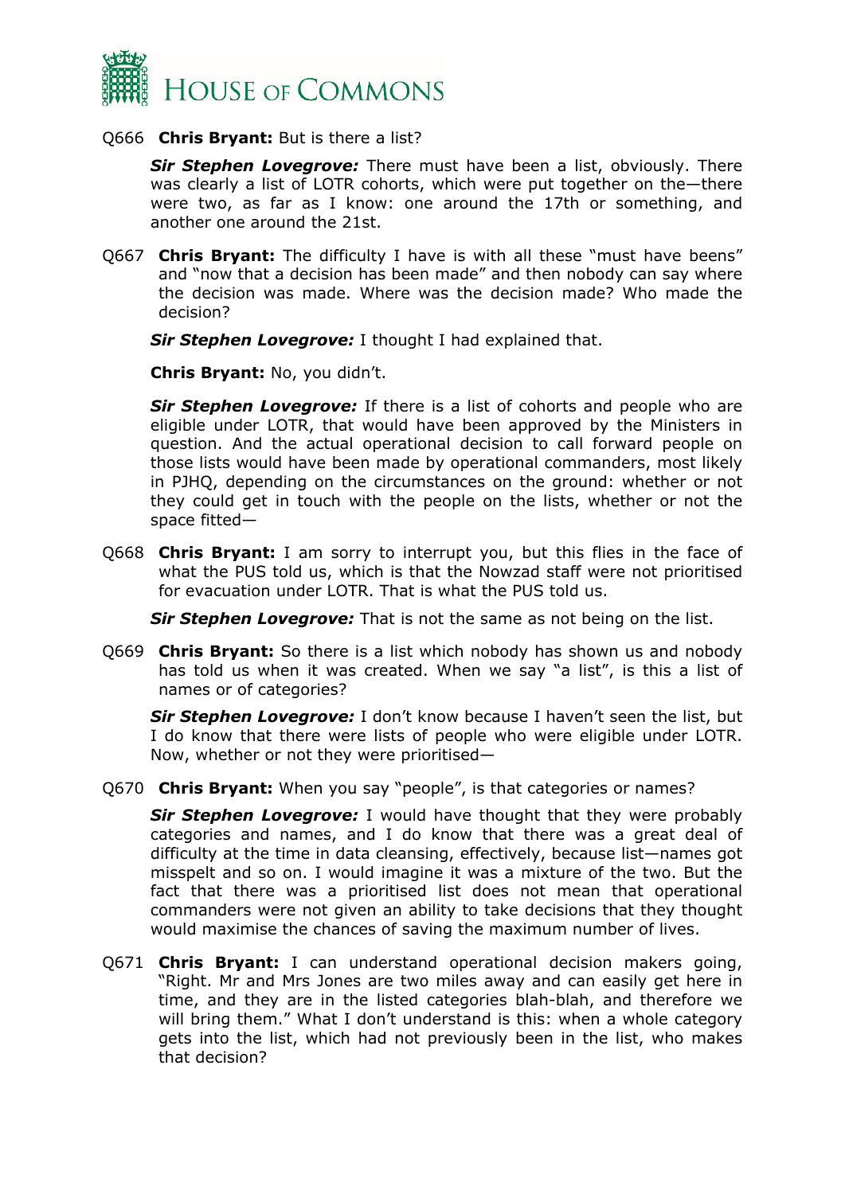Q666 **Chris Bryant:** But is there a list?

***Sir Stephen Lovegrove:*** There must have been a list, obviously. There was clearly a list of LOTR cohorts, which were put together on the—there were two, as far as I know: one around the 17th or something, and another one around the 21st.

Q667 **Chris Bryant:** The difficulty I have is with all these "must have beens" and "now that a decision has been made" and then nobody can say where the decision was made. Where was the decision made? Who made the decision?

***Sir Stephen Lovegrove:*** I thought I had explained that.

**Chris Bryant:** No, you didn't.

***Sir Stephen Lovegrove:*** If there is a list of cohorts and people who are eligible under LOTR, that would have been approved by the Ministers in question. And the actual operational decision to call forward people on those lists would have been made by operational commanders, most likely in PJHQ, depending on the circumstances on the ground: whether or not they could get in touch with the people on the lists, whether or not the space fitted—

Q668 **Chris Bryant:** I am sorry to interrupt you, but this flies in the face of what the PUS told us, which is that the Nowzad staff were not prioritised for evacuation under LOTR. That is what the PUS told us.

***Sir Stephen Lovegrove:*** That is not the same as not being on the list.

Q669 **Chris Bryant:** So there is a list which nobody has shown us and nobody has told us when it was created. When we say "a list", is this a list of names or of categories?

***Sir Stephen Lovegrove:*** I don't know because I haven't seen the list, but I do know that there were lists of people who were eligible under LOTR. Now, whether or not they were prioritised—

Q670 **Chris Bryant:** When you say "people", is that categories or names?

***Sir Stephen Lovegrove:*** I would have thought that they were probably categories and names, and I do know that there was a great deal of difficulty at the time in data cleansing, effectively, because list—names got misspelt and so on. I would imagine it was a mixture of the two. But the fact that there was a prioritised list does not mean that operational commanders were not given an ability to take decisions that they thought would maximise the chances of saving the maximum number of lives.

Q671 **Chris Bryant:** I can understand operational decision makers going, "Right. Mr and Mrs Jones are two miles away and can easily get here in time, and they are in the listed categories blah-blah, and therefore we will bring them." What I don't understand is this: when a whole category gets into the list, which had not previously been in the list, who makes that decision?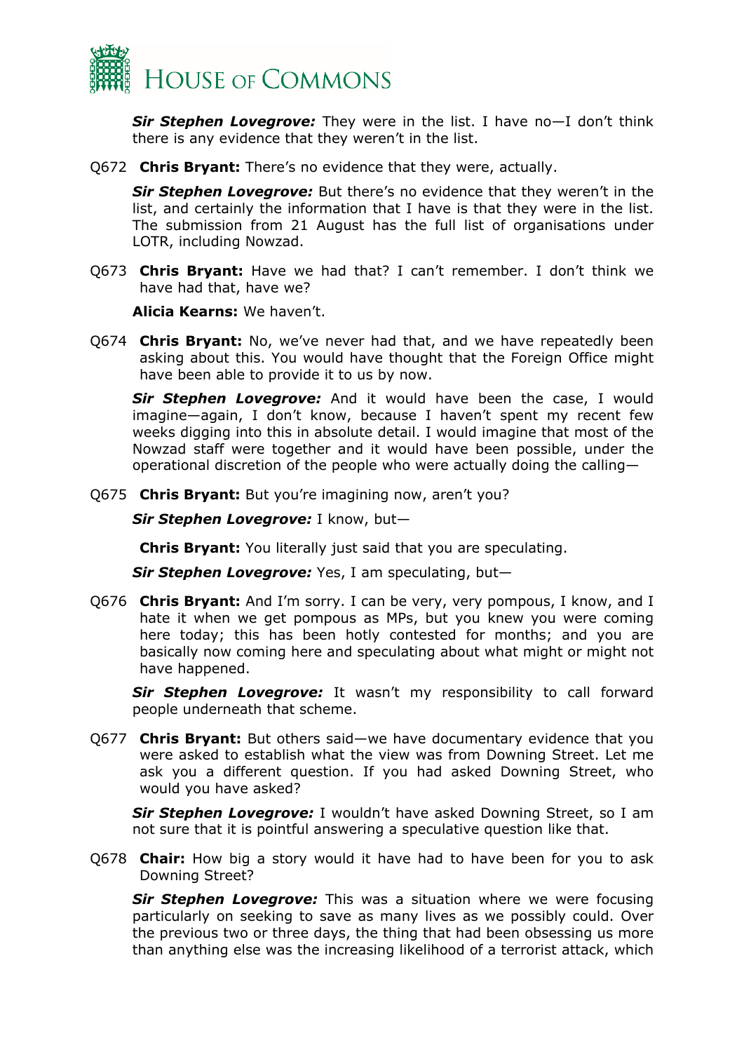***Sir Stephen Lovegrove:*** They were in the list. I have no—I don't think there is any evidence that they weren't in the list.

Q672 **Chris Bryant:** There's no evidence that they were, actually.

***Sir Stephen Lovegrove:*** But there's no evidence that they weren't in the list, and certainly the information that I have is that they were in the list. The submission from 21 August has the full list of organisations under LOTR, including Nowzad.

Q673 **Chris Bryant:** Have we had that? I can't remember. I don't think we have had that, have we?

**Alicia Kearns:** We haven't.

Q674 **Chris Bryant:** No, we've never had that, and we have repeatedly been asking about this. You would have thought that the Foreign Office might have been able to provide it to us by now.

***Sir Stephen Lovegrove:*** And it would have been the case, I would imagine—again, I don't know, because I haven't spent my recent few weeks digging into this in absolute detail. I would imagine that most of the Nowzad staff were together and it would have been possible, under the operational discretion of the people who were actually doing the calling—

Q675 **Chris Bryant:** But you're imagining now, aren't you?

***Sir Stephen Lovegrove:*** I know, but—

**Chris Bryant:** You literally just said that you are speculating.

***Sir Stephen Lovegrove:*** Yes, I am speculating, but—

Q676 **Chris Bryant:** And I'm sorry. I can be very, very pompous, I know, and I hate it when we get pompous as MPs, but you knew you were coming here today; this has been hotly contested for months; and you are basically now coming here and speculating about what might or might not have happened.

***Sir Stephen Lovegrove:*** It wasn't my responsibility to call forward people underneath that scheme.

Q677 **Chris Bryant:** But others said—we have documentary evidence that you were asked to establish what the view was from Downing Street. Let me ask you a different question. If you had asked Downing Street, who would you have asked?

***Sir Stephen Lovegrove:*** I wouldn't have asked Downing Street, so I am not sure that it is pointful answering a speculative question like that.

Q678 **Chair:** How big a story would it have had to have been for you to ask Downing Street?

***Sir Stephen Lovegrove:*** This was a situation where we were focusing particularly on seeking to save as many lives as we possibly could. Over the previous two or three days, the thing that had been obsessing us more than anything else was the increasing likelihood of a terrorist attack, which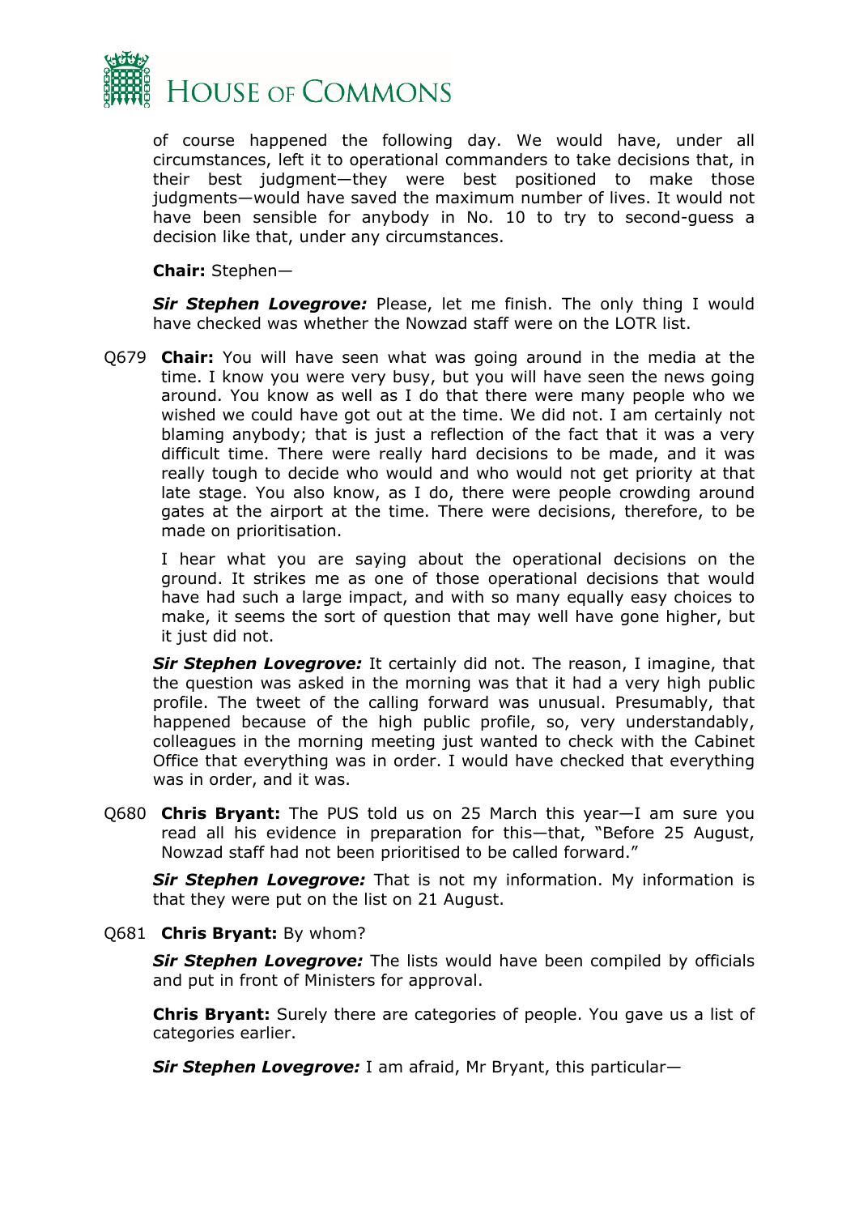of course happened the following day. We would have, under all circumstances, left it to operational commanders to take decisions that, in their best judgment—they were best positioned to make those judgments—would have saved the maximum number of lives. It would not have been sensible for anybody in No. 10 to try to second-guess a decision like that, under any circumstances.

**Chair:** Stephen—

***Sir Stephen Lovegrove:*** Please, let me finish. The only thing I would have checked was whether the Nowzad staff were on the LOTR list.

Q679 **Chair:** You will have seen what was going around in the media at the time. I know you were very busy, but you will have seen the news going around. You know as well as I do that there were many people who we wished we could have got out at the time. We did not. I am certainly not blaming anybody; that is just a reflection of the fact that it was a very difficult time. There were really hard decisions to be made, and it was really tough to decide who would and who would not get priority at that late stage. You also know, as I do, there were people crowding around gates at the airport at the time. There were decisions, therefore, to be made on prioritisation.

I hear what you are saying about the operational decisions on the ground. It strikes me as one of those operational decisions that would have had such a large impact, and with so many equally easy choices to make, it seems the sort of question that may well have gone higher, but it just did not.

***Sir Stephen Lovegrove:*** It certainly did not. The reason, I imagine, that the question was asked in the morning was that it had a very high public profile. The tweet of the calling forward was unusual. Presumably, that happened because of the high public profile, so, very understandably, colleagues in the morning meeting just wanted to check with the Cabinet Office that everything was in order. I would have checked that everything was in order, and it was.

Q680 **Chris Bryant:** The PUS told us on 25 March this year—I am sure you read all his evidence in preparation for this—that, "Before 25 August, Nowzad staff had not been prioritised to be called forward."

***Sir Stephen Lovegrove:*** That is not my information. My information is that they were put on the list on 21 August.

Q681 **Chris Bryant:** By whom?

***Sir Stephen Lovegrove:*** The lists would have been compiled by officials and put in front of Ministers for approval.

**Chris Bryant:** Surely there are categories of people. You gave us a list of categories earlier.

***Sir Stephen Lovegrove:*** I am afraid, Mr Bryant, this particular—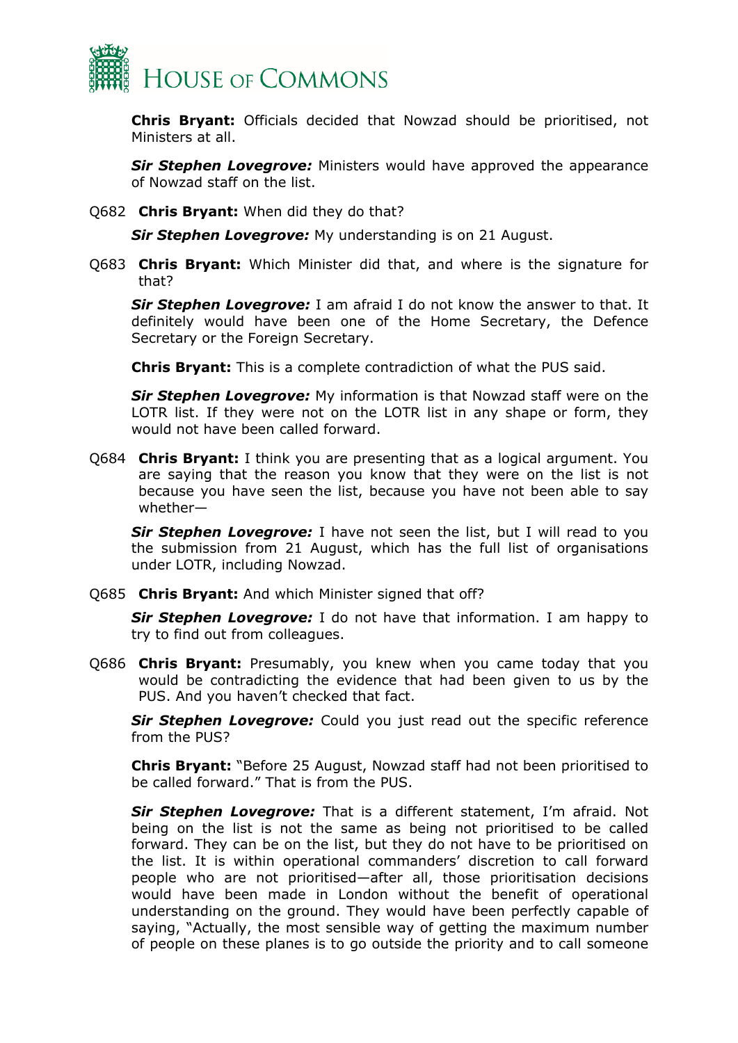**Chris Bryant:** Officials decided that Nowzad should be prioritised, not Ministers at all.

***Sir Stephen Lovegrove:*** Ministers would have approved the appearance of Nowzad staff on the list.

Q682 **Chris Bryant:** When did they do that?

***Sir Stephen Lovegrove:*** My understanding is on 21 August.

Q683 **Chris Bryant:** Which Minister did that, and where is the signature for that?

***Sir Stephen Lovegrove:*** I am afraid I do not know the answer to that. It definitely would have been one of the Home Secretary, the Defence Secretary or the Foreign Secretary.

**Chris Bryant:** This is a complete contradiction of what the PUS said.

***Sir Stephen Lovegrove:*** My information is that Nowzad staff were on the LOTR list. If they were not on the LOTR list in any shape or form, they would not have been called forward.

Q684 **Chris Bryant:** I think you are presenting that as a logical argument. You are saying that the reason you know that they were on the list is not because you have seen the list, because you have not been able to say whether—

***Sir Stephen Lovegrove:*** I have not seen the list, but I will read to you the submission from 21 August, which has the full list of organisations under LOTR, including Nowzad.

Q685 **Chris Bryant:** And which Minister signed that off?

***Sir Stephen Lovegrove:*** I do not have that information. I am happy to try to find out from colleagues.

Q686 **Chris Bryant:** Presumably, you knew when you came today that you would be contradicting the evidence that had been given to us by the PUS. And you haven't checked that fact.

***Sir Stephen Lovegrove:*** Could you just read out the specific reference from the PUS?

**Chris Bryant:** "Before 25 August, Nowzad staff had not been prioritised to be called forward." That is from the PUS.

***Sir Stephen Lovegrove:*** That is a different statement, I'm afraid. Not being on the list is not the same as being not prioritised to be called forward. They can be on the list, but they do not have to be prioritised on the list. It is within operational commanders' discretion to call forward people who are not prioritised—after all, those prioritisation decisions would have been made in London without the benefit of operational understanding on the ground. They would have been perfectly capable of saying, "Actually, the most sensible way of getting the maximum number of people on these planes is to go outside the priority and to call someone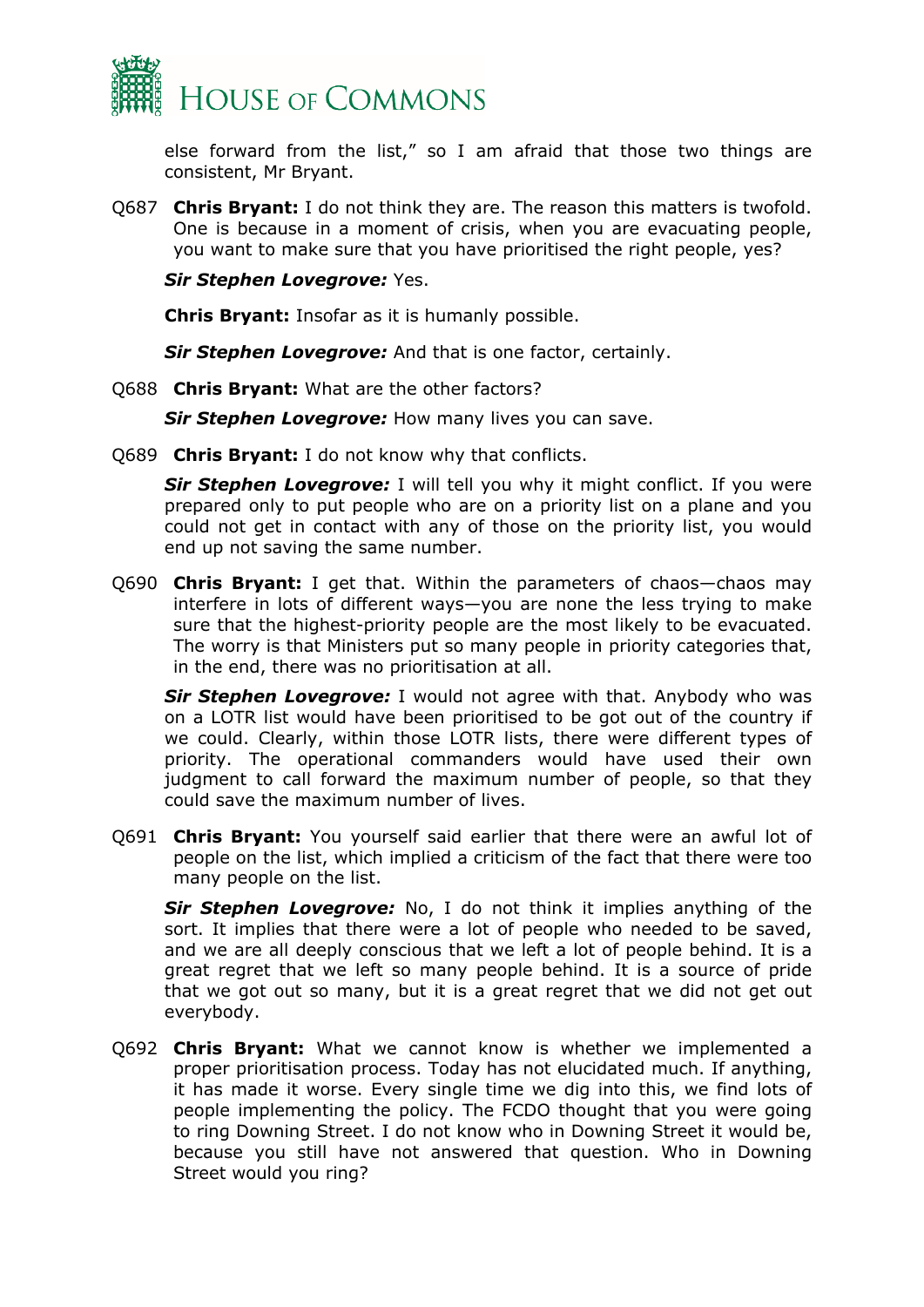else forward from the list," so I am afraid that those two things are consistent, Mr Bryant.

Q687 **Chris Bryant:** I do not think they are. The reason this matters is twofold. One is because in a moment of crisis, when you are evacuating people, you want to make sure that you have prioritised the right people, yes?

***Sir Stephen Lovegrove:*** Yes.

**Chris Bryant:** Insofar as it is humanly possible.

***Sir Stephen Lovegrove:*** And that is one factor, certainly.

Q688 **Chris Bryant:** What are the other factors?

***Sir Stephen Lovegrove:*** How many lives you can save.

Q689 **Chris Bryant:** I do not know why that conflicts.

***Sir Stephen Lovegrove:*** I will tell you why it might conflict. If you were prepared only to put people who are on a priority list on a plane and you could not get in contact with any of those on the priority list, you would end up not saving the same number.

Q690 **Chris Bryant:** I get that. Within the parameters of chaos—chaos may interfere in lots of different ways—you are none the less trying to make sure that the highest-priority people are the most likely to be evacuated. The worry is that Ministers put so many people in priority categories that, in the end, there was no prioritisation at all.

***Sir Stephen Lovegrove:*** I would not agree with that. Anybody who was on a LOTR list would have been prioritised to be got out of the country if we could. Clearly, within those LOTR lists, there were different types of priority. The operational commanders would have used their own judgment to call forward the maximum number of people, so that they could save the maximum number of lives.

Q691 **Chris Bryant:** You yourself said earlier that there were an awful lot of people on the list, which implied a criticism of the fact that there were too many people on the list.

***Sir Stephen Lovegrove:*** No, I do not think it implies anything of the sort. It implies that there were a lot of people who needed to be saved, and we are all deeply conscious that we left a lot of people behind. It is a great regret that we left so many people behind. It is a source of pride that we got out so many, but it is a great regret that we did not get out everybody.

Q692 **Chris Bryant:** What we cannot know is whether we implemented a proper prioritisation process. Today has not elucidated much. If anything, it has made it worse. Every single time we dig into this, we find lots of people implementing the policy. The FCDO thought that you were going to ring Downing Street. I do not know who in Downing Street it would be, because you still have not answered that question. Who in Downing Street would you ring?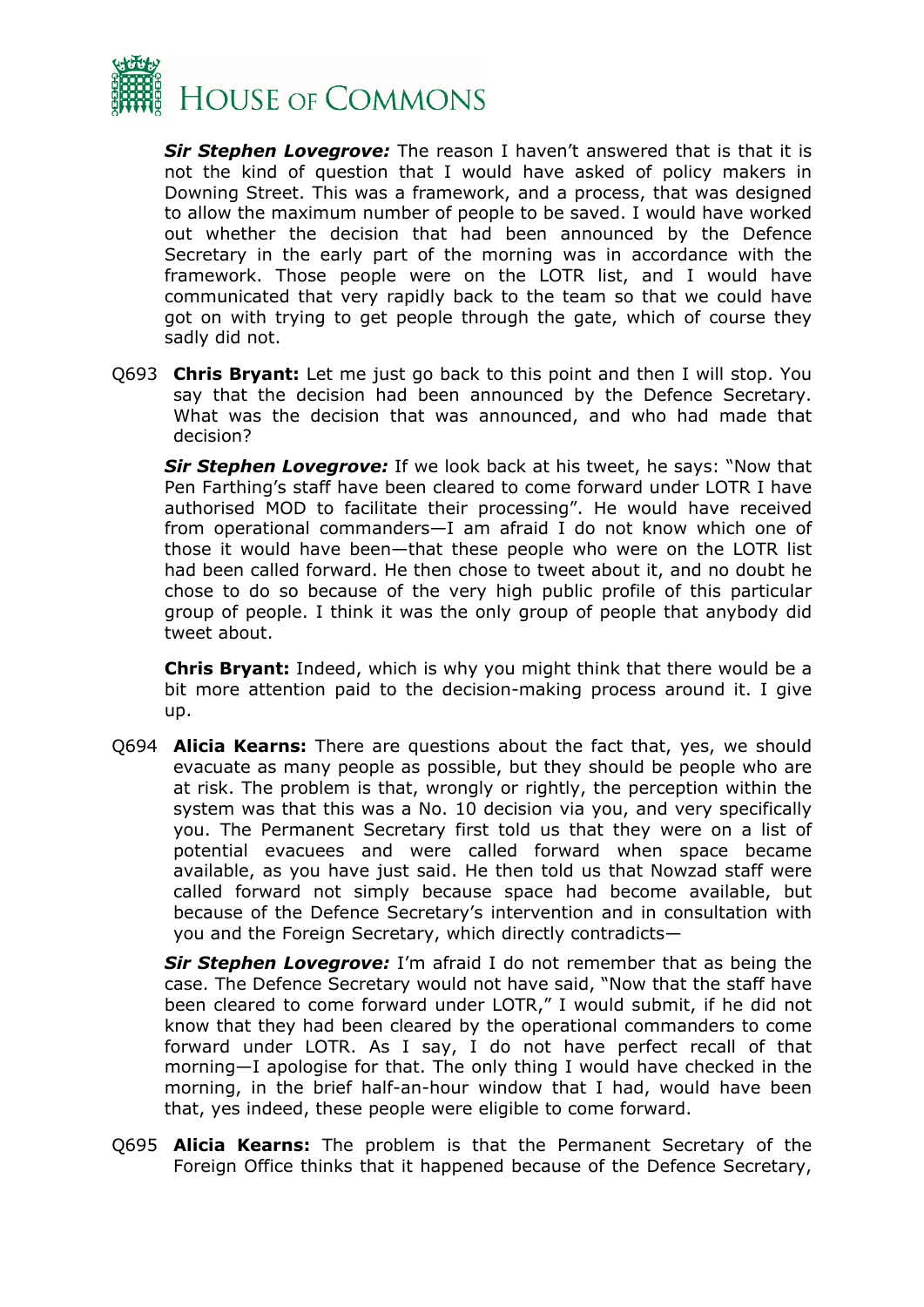***Sir Stephen Lovegrove:*** The reason I haven't answered that is that it is not the kind of question that I would have asked of policy makers in Downing Street. This was a framework, and a process, that was designed to allow the maximum number of people to be saved. I would have worked out whether the decision that had been announced by the Defence Secretary in the early part of the morning was in accordance with the framework. Those people were on the LOTR list, and I would have communicated that very rapidly back to the team so that we could have got on with trying to get people through the gate, which of course they sadly did not.

Q693 **Chris Bryant:** Let me just go back to this point and then I will stop. You say that the decision had been announced by the Defence Secretary. What was the decision that was announced, and who had made that decision?

***Sir Stephen Lovegrove:*** If we look back at his tweet, he says: "Now that Pen Farthing's staff have been cleared to come forward under LOTR I have authorised MOD to facilitate their processing". He would have received from operational commanders—I am afraid I do not know which one of those it would have been—that these people who were on the LOTR list had been called forward. He then chose to tweet about it, and no doubt he chose to do so because of the very high public profile of this particular group of people. I think it was the only group of people that anybody did tweet about.

**Chris Bryant:** Indeed, which is why you might think that there would be a bit more attention paid to the decision-making process around it. I give up.

Q694 **Alicia Kearns:** There are questions about the fact that, yes, we should evacuate as many people as possible, but they should be people who are at risk. The problem is that, wrongly or rightly, the perception within the system was that this was a No. 10 decision via you, and very specifically you. The Permanent Secretary first told us that they were on a list of potential evacuees and were called forward when space became available, as you have just said. He then told us that Nowzad staff were called forward not simply because space had become available, but because of the Defence Secretary's intervention and in consultation with you and the Foreign Secretary, which directly contradicts—

***Sir Stephen Lovegrove:*** I'm afraid I do not remember that as being the case. The Defence Secretary would not have said, "Now that the staff have been cleared to come forward under LOTR," I would submit, if he did not know that they had been cleared by the operational commanders to come forward under LOTR. As I say, I do not have perfect recall of that morning—I apologise for that. The only thing I would have checked in the morning, in the brief half-an-hour window that I had, would have been that, yes indeed, these people were eligible to come forward.

Q695 **Alicia Kearns:** The problem is that the Permanent Secretary of the Foreign Office thinks that it happened because of the Defence Secretary,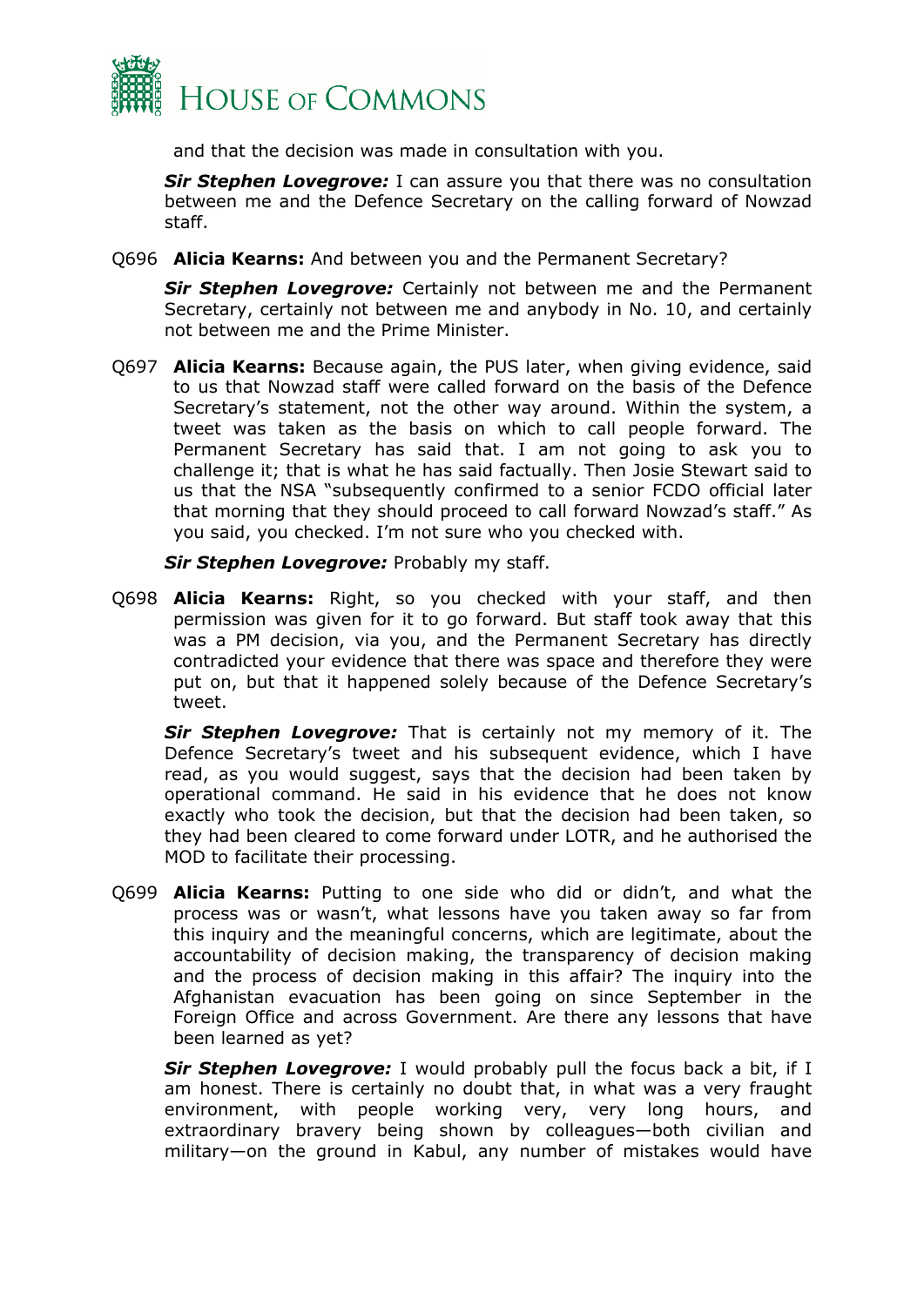and that the decision was made in consultation with you.

***Sir Stephen Lovegrove:*** I can assure you that there was no consultation between me and the Defence Secretary on the calling forward of Nowzad staff.

Q696 **Alicia Kearns:** And between you and the Permanent Secretary?

***Sir Stephen Lovegrove:*** Certainly not between me and the Permanent Secretary, certainly not between me and anybody in No. 10, and certainly not between me and the Prime Minister.

Q697 **Alicia Kearns:** Because again, the PUS later, when giving evidence, said to us that Nowzad staff were called forward on the basis of the Defence Secretary's statement, not the other way around. Within the system, a tweet was taken as the basis on which to call people forward. The Permanent Secretary has said that. I am not going to ask you to challenge it; that is what he has said factually. Then Josie Stewart said to us that the NSA "subsequently confirmed to a senior FCDO official later that morning that they should proceed to call forward Nowzad's staff." As you said, you checked. I'm not sure who you checked with.

***Sir Stephen Lovegrove:*** Probably my staff.

Q698 **Alicia Kearns:** Right, so you checked with your staff, and then permission was given for it to go forward. But staff took away that this was a PM decision, via you, and the Permanent Secretary has directly contradicted your evidence that there was space and therefore they were put on, but that it happened solely because of the Defence Secretary's tweet.

***Sir Stephen Lovegrove:*** That is certainly not my memory of it. The Defence Secretary's tweet and his subsequent evidence, which I have read, as you would suggest, says that the decision had been taken by operational command. He said in his evidence that he does not know exactly who took the decision, but that the decision had been taken, so they had been cleared to come forward under LOTR, and he authorised the MOD to facilitate their processing.

Q699 **Alicia Kearns:** Putting to one side who did or didn't, and what the process was or wasn't, what lessons have you taken away so far from this inquiry and the meaningful concerns, which are legitimate, about the accountability of decision making, the transparency of decision making and the process of decision making in this affair? The inquiry into the Afghanistan evacuation has been going on since September in the Foreign Office and across Government. Are there any lessons that have been learned as yet?

***Sir Stephen Lovegrove:*** I would probably pull the focus back a bit, if I am honest. There is certainly no doubt that, in what was a very fraught environment, with people working very, very long hours, and extraordinary bravery being shown by colleagues—both civilian and military—on the ground in Kabul, any number of mistakes would have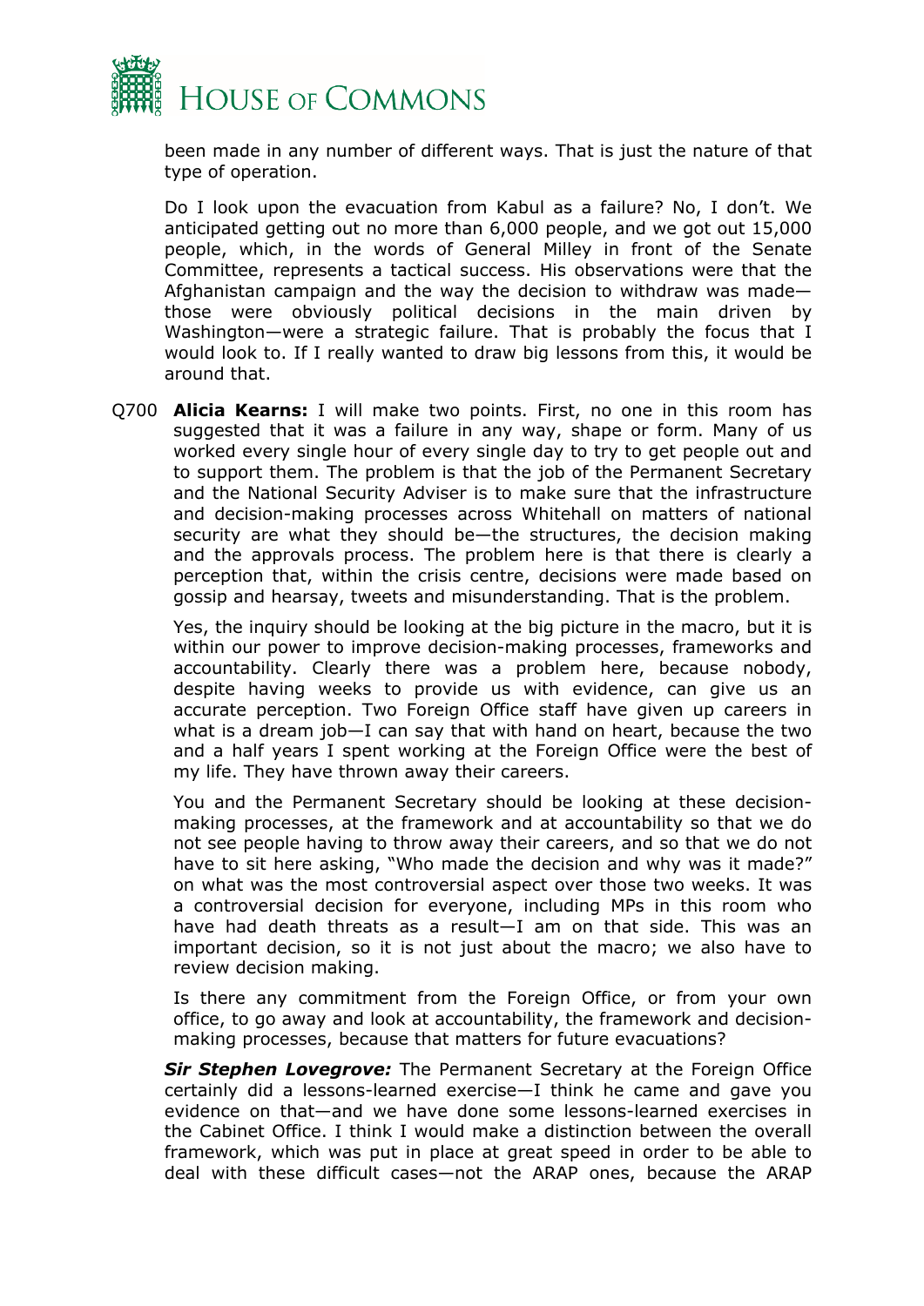been made in any number of different ways. That is just the nature of that type of operation.

Do I look upon the evacuation from Kabul as a failure? No, I don't. We anticipated getting out no more than 6,000 people, and we got out 15,000 people, which, in the words of General Milley in front of the Senate Committee, represents a tactical success. His observations were that the Afghanistan campaign and the way the decision to withdraw was made—those were obviously political decisions in the main driven by Washington—were a strategic failure. That is probably the focus that I would look to. If I really wanted to draw big lessons from this, it would be around that.

Q700 **Alicia Kearns:** I will make two points. First, no one in this room has suggested that it was a failure in any way, shape or form. Many of us worked every single hour of every single day to try to get people out and to support them. The problem is that the job of the Permanent Secretary and the National Security Adviser is to make sure that the infrastructure and decision-making processes across Whitehall on matters of national security are what they should be—the structures, the decision making and the approvals process. The problem here is that there is clearly a perception that, within the crisis centre, decisions were made based on gossip and hearsay, tweets and misunderstanding. That is the problem.

Yes, the inquiry should be looking at the big picture in the macro, but it is within our power to improve decision-making processes, frameworks and accountability. Clearly there was a problem here, because nobody, despite having weeks to provide us with evidence, can give us an accurate perception. Two Foreign Office staff have given up careers in what is a dream job—I can say that with hand on heart, because the two and a half years I spent working at the Foreign Office were the best of my life. They have thrown away their careers.

You and the Permanent Secretary should be looking at these decision-making processes, at the framework and at accountability so that we do not see people having to throw away their careers, and so that we do not have to sit here asking, "Who made the decision and why was it made?" on what was the most controversial aspect over those two weeks. It was a controversial decision for everyone, including MPs in this room who have had death threats as a result—I am on that side. This was an important decision, so it is not just about the macro; we also have to review decision making.

Is there any commitment from the Foreign Office, or from your own office, to go away and look at accountability, the framework and decision-making processes, because that matters for future evacuations?

***Sir Stephen Lovegrove:*** The Permanent Secretary at the Foreign Office certainly did a lessons-learned exercise—I think he came and gave you evidence on that—and we have done some lessons-learned exercises in the Cabinet Office. I think I would make a distinction between the overall framework, which was put in place at great speed in order to be able to deal with these difficult cases—not the ARAP ones, because the ARAP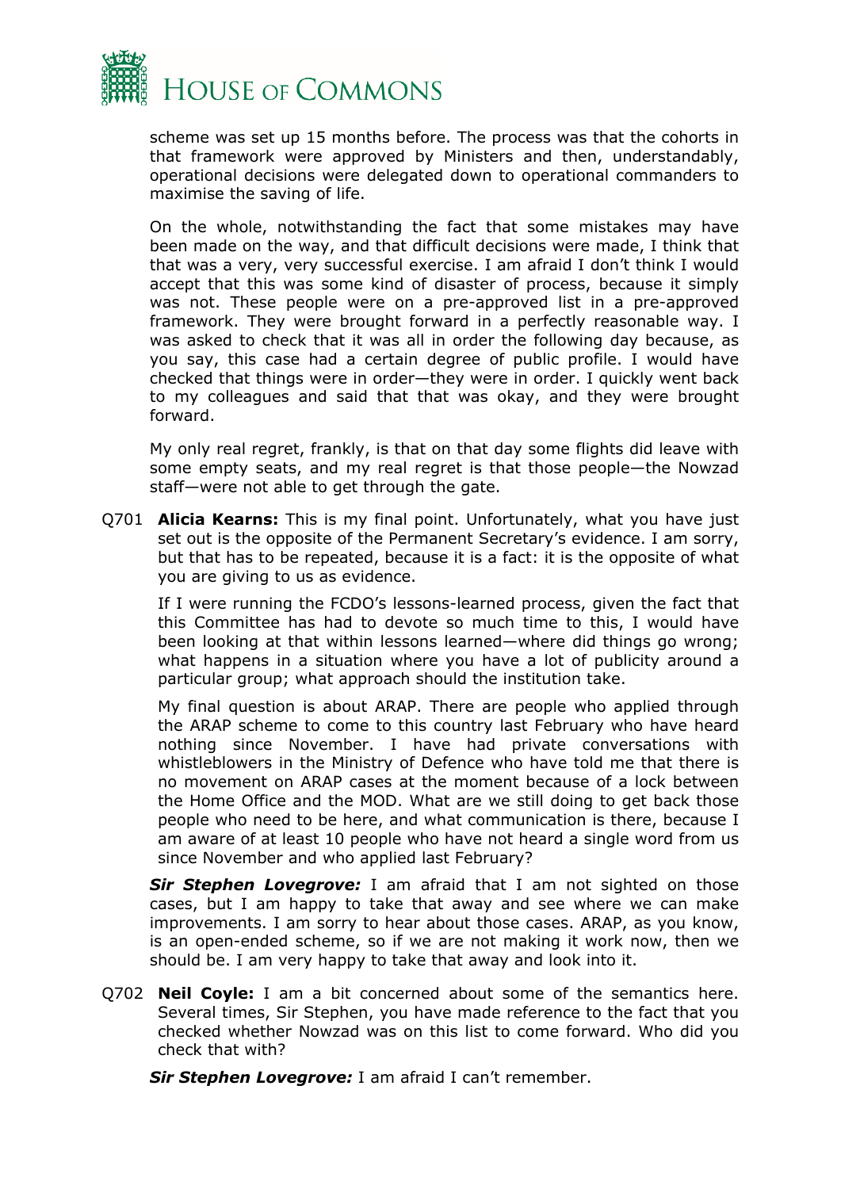scheme was set up 15 months before. The process was that the cohorts in that framework were approved by Ministers and then, understandably, operational decisions were delegated down to operational commanders to maximise the saving of life.

On the whole, notwithstanding the fact that some mistakes may have been made on the way, and that difficult decisions were made, I think that that was a very, very successful exercise. I am afraid I don't think I would accept that this was some kind of disaster of process, because it simply was not. These people were on a pre-approved list in a pre-approved framework. They were brought forward in a perfectly reasonable way. I was asked to check that it was all in order the following day because, as you say, this case had a certain degree of public profile. I would have checked that things were in order—they were in order. I quickly went back to my colleagues and said that that was okay, and they were brought forward.

My only real regret, frankly, is that on that day some flights did leave with some empty seats, and my real regret is that those people—the Nowzad staff—were not able to get through the gate.

Q701 **Alicia Kearns:** This is my final point. Unfortunately, what you have just set out is the opposite of the Permanent Secretary's evidence. I am sorry, but that has to be repeated, because it is a fact: it is the opposite of what you are giving to us as evidence.

If I were running the FCDO's lessons-learned process, given the fact that this Committee has had to devote so much time to this, I would have been looking at that within lessons learned—where did things go wrong; what happens in a situation where you have a lot of publicity around a particular group; what approach should the institution take.

My final question is about ARAP. There are people who applied through the ARAP scheme to come to this country last February who have heard nothing since November. I have had private conversations with whistleblowers in the Ministry of Defence who have told me that there is no movement on ARAP cases at the moment because of a lock between the Home Office and the MOD. What are we still doing to get back those people who need to be here, and what communication is there, because I am aware of at least 10 people who have not heard a single word from us since November and who applied last February?

***Sir Stephen Lovegrove:*** I am afraid that I am not sighted on those cases, but I am happy to take that away and see where we can make improvements. I am sorry to hear about those cases. ARAP, as you know, is an open-ended scheme, so if we are not making it work now, then we should be. I am very happy to take that away and look into it.

Q702 **Neil Coyle:** I am a bit concerned about some of the semantics here. Several times, Sir Stephen, you have made reference to the fact that you checked whether Nowzad was on this list to come forward. Who did you check that with?

***Sir Stephen Lovegrove:*** I am afraid I can't remember.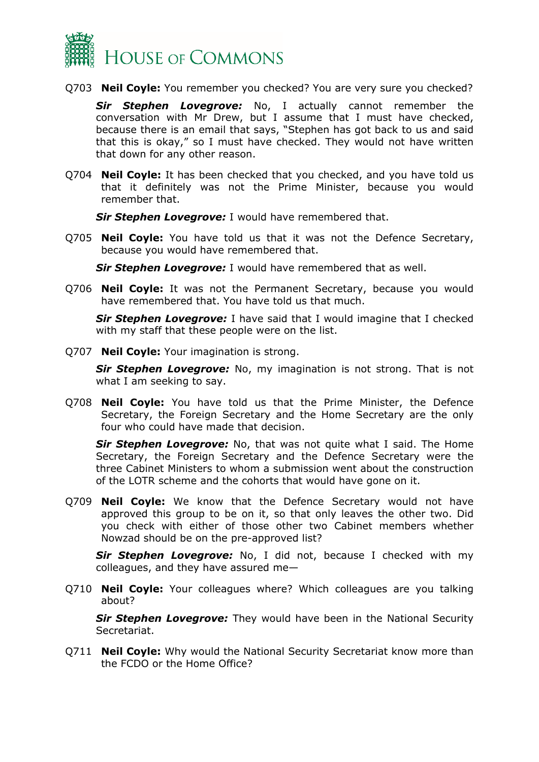Q703 **Neil Coyle:** You remember you checked? You are very sure you checked?

***Sir Stephen Lovegrove:*** No, I actually cannot remember the conversation with Mr Drew, but I assume that I must have checked, because there is an email that says, "Stephen has got back to us and said that this is okay," so I must have checked. They would not have written that down for any other reason.

Q704 **Neil Coyle:** It has been checked that you checked, and you have told us that it definitely was not the Prime Minister, because you would remember that.

***Sir Stephen Lovegrove:*** I would have remembered that.

Q705 **Neil Coyle:** You have told us that it was not the Defence Secretary, because you would have remembered that.

***Sir Stephen Lovegrove:*** I would have remembered that as well.

Q706 **Neil Coyle:** It was not the Permanent Secretary, because you would have remembered that. You have told us that much.

***Sir Stephen Lovegrove:*** I have said that I would imagine that I checked with my staff that these people were on the list.

Q707 **Neil Coyle:** Your imagination is strong.

***Sir Stephen Lovegrove:*** No, my imagination is not strong. That is not what I am seeking to say.

Q708 **Neil Coyle:** You have told us that the Prime Minister, the Defence Secretary, the Foreign Secretary and the Home Secretary are the only four who could have made that decision.

***Sir Stephen Lovegrove:*** No, that was not quite what I said. The Home Secretary, the Foreign Secretary and the Defence Secretary were the three Cabinet Ministers to whom a submission went about the construction of the LOTR scheme and the cohorts that would have gone on it.

Q709 **Neil Coyle:** We know that the Defence Secretary would not have approved this group to be on it, so that only leaves the other two. Did you check with either of those other two Cabinet members whether Nowzad should be on the pre-approved list?

***Sir Stephen Lovegrove:*** No, I did not, because I checked with my colleagues, and they have assured me—

Q710 **Neil Coyle:** Your colleagues where? Which colleagues are you talking about?

***Sir Stephen Lovegrove:*** They would have been in the National Security Secretariat.

Q711 **Neil Coyle:** Why would the National Security Secretariat know more than the FCDO or the Home Office?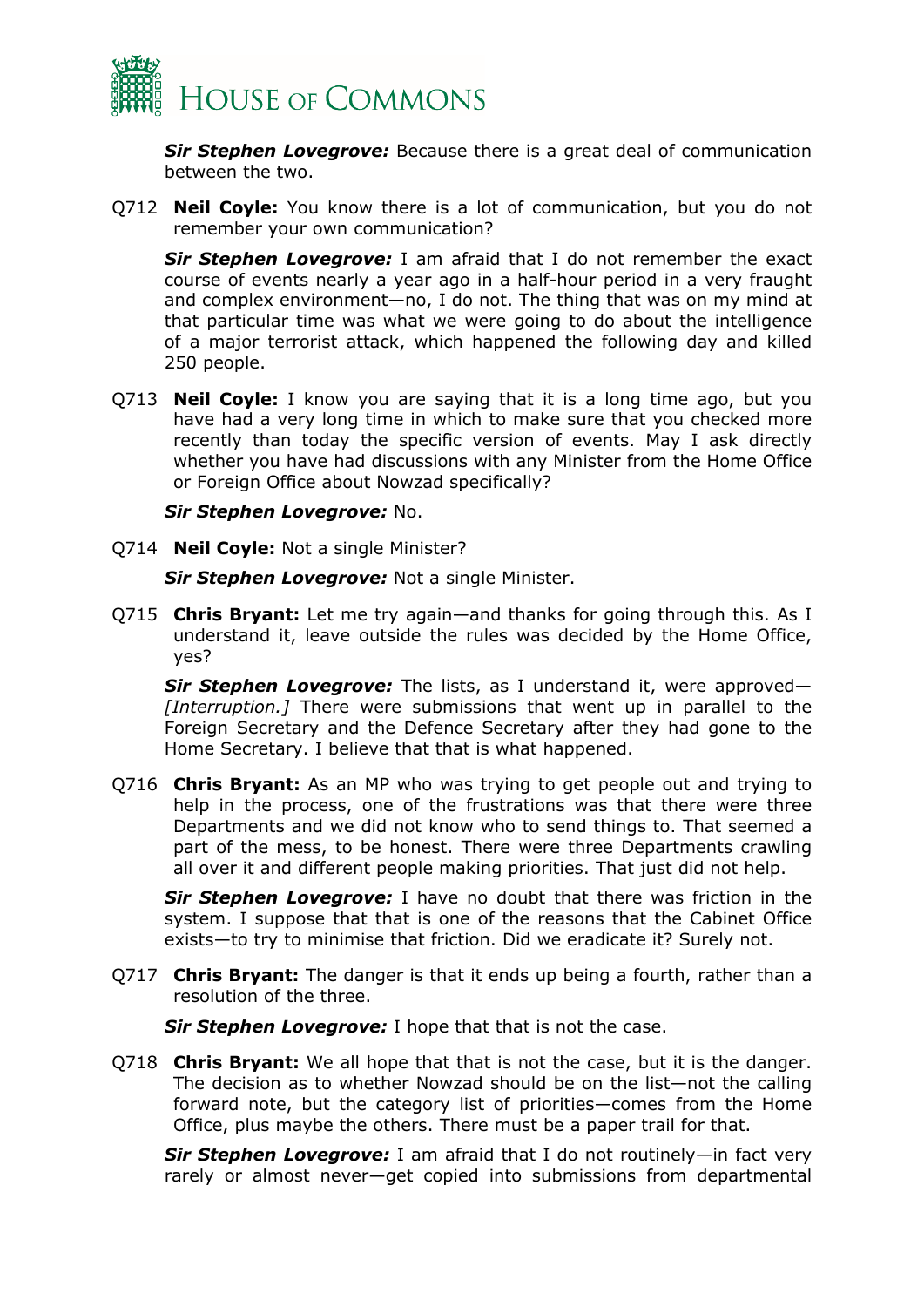***Sir Stephen Lovegrove:*** Because there is a great deal of communication between the two.

Q712 **Neil Coyle:** You know there is a lot of communication, but you do not remember your own communication?

***Sir Stephen Lovegrove:*** I am afraid that I do not remember the exact course of events nearly a year ago in a half-hour period in a very fraught and complex environment—no, I do not. The thing that was on my mind at that particular time was what we were going to do about the intelligence of a major terrorist attack, which happened the following day and killed 250 people.

Q713 **Neil Coyle:** I know you are saying that it is a long time ago, but you have had a very long time in which to make sure that you checked more recently than today the specific version of events. May I ask directly whether you have had discussions with any Minister from the Home Office or Foreign Office about Nowzad specifically?

***Sir Stephen Lovegrove:*** No.

Q714 **Neil Coyle:** Not a single Minister?

***Sir Stephen Lovegrove:*** Not a single Minister.

Q715 **Chris Bryant:** Let me try again—and thanks for going through this. As I understand it, leave outside the rules was decided by the Home Office, yes?

***Sir Stephen Lovegrove:*** The lists, as I understand it, were approved—*[Interruption.]* There were submissions that went up in parallel to the Foreign Secretary and the Defence Secretary after they had gone to the Home Secretary. I believe that that is what happened.

Q716 **Chris Bryant:** As an MP who was trying to get people out and trying to help in the process, one of the frustrations was that there were three Departments and we did not know who to send things to. That seemed a part of the mess, to be honest. There were three Departments crawling all over it and different people making priorities. That just did not help.

***Sir Stephen Lovegrove:*** I have no doubt that there was friction in the system. I suppose that that is one of the reasons that the Cabinet Office exists—to try to minimise that friction. Did we eradicate it? Surely not.

Q717 **Chris Bryant:** The danger is that it ends up being a fourth, rather than a resolution of the three.

***Sir Stephen Lovegrove:*** I hope that that is not the case.

Q718 **Chris Bryant:** We all hope that that is not the case, but it is the danger. The decision as to whether Nowzad should be on the list—not the calling forward note, but the category list of priorities—comes from the Home Office, plus maybe the others. There must be a paper trail for that.

***Sir Stephen Lovegrove:*** I am afraid that I do not routinely—in fact very rarely or almost never—get copied into submissions from departmental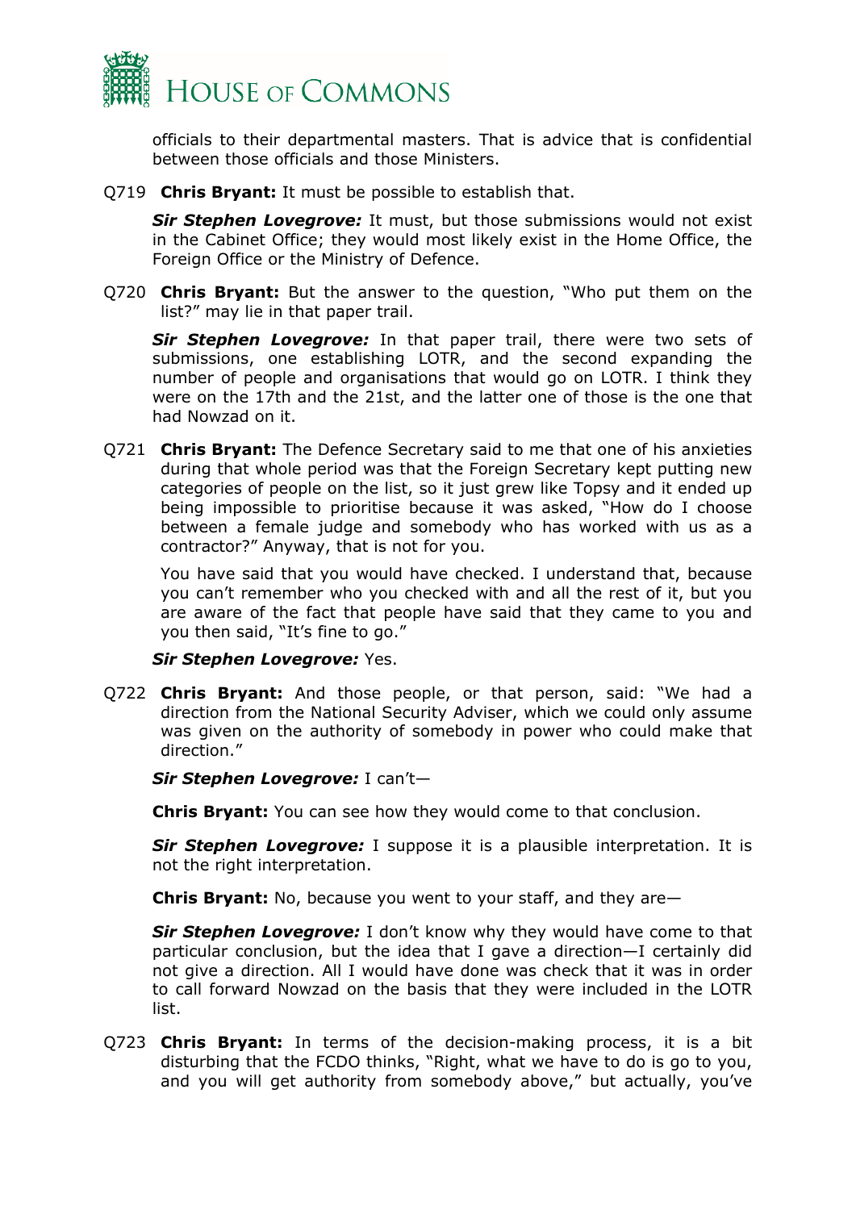officials to their departmental masters. That is advice that is confidential between those officials and those Ministers.

Q719 **Chris Bryant:** It must be possible to establish that.

***Sir Stephen Lovegrove:*** It must, but those submissions would not exist in the Cabinet Office; they would most likely exist in the Home Office, the Foreign Office or the Ministry of Defence.

Q720 **Chris Bryant:** But the answer to the question, "Who put them on the list?" may lie in that paper trail.

***Sir Stephen Lovegrove:*** In that paper trail, there were two sets of submissions, one establishing LOTR, and the second expanding the number of people and organisations that would go on LOTR. I think they were on the 17th and the 21st, and the latter one of those is the one that had Nowzad on it.

Q721 **Chris Bryant:** The Defence Secretary said to me that one of his anxieties during that whole period was that the Foreign Secretary kept putting new categories of people on the list, so it just grew like Topsy and it ended up being impossible to prioritise because it was asked, "How do I choose between a female judge and somebody who has worked with us as a contractor?" Anyway, that is not for you.

You have said that you would have checked. I understand that, because you can't remember who you checked with and all the rest of it, but you are aware of the fact that people have said that they came to you and you then said, "It's fine to go."

***Sir Stephen Lovegrove:*** Yes.

Q722 **Chris Bryant:** And those people, or that person, said: "We had a direction from the National Security Adviser, which we could only assume was given on the authority of somebody in power who could make that direction."

***Sir Stephen Lovegrove:*** I can't—

**Chris Bryant:** You can see how they would come to that conclusion.

***Sir Stephen Lovegrove:*** I suppose it is a plausible interpretation. It is not the right interpretation.

**Chris Bryant:** No, because you went to your staff, and they are—

***Sir Stephen Lovegrove:*** I don't know why they would have come to that particular conclusion, but the idea that I gave a direction—I certainly did not give a direction. All I would have done was check that it was in order to call forward Nowzad on the basis that they were included in the LOTR list.

Q723 **Chris Bryant:** In terms of the decision-making process, it is a bit disturbing that the FCDO thinks, "Right, what we have to do is go to you, and you will get authority from somebody above," but actually, you've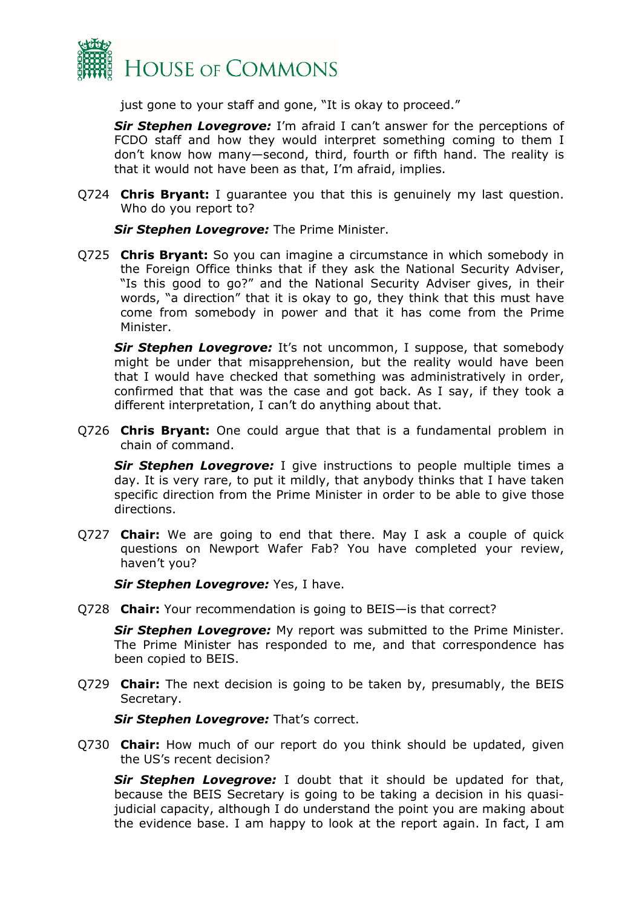just gone to your staff and gone, "It is okay to proceed."

***Sir Stephen Lovegrove:*** I'm afraid I can't answer for the perceptions of FCDO staff and how they would interpret something coming to them I don't know how many—second, third, fourth or fifth hand. The reality is that it would not have been as that, I'm afraid, implies.

Q724 **Chris Bryant:** I guarantee you that this is genuinely my last question. Who do you report to?

***Sir Stephen Lovegrove:*** The Prime Minister.

Q725 **Chris Bryant:** So you can imagine a circumstance in which somebody in the Foreign Office thinks that if they ask the National Security Adviser, "Is this good to go?" and the National Security Adviser gives, in their words, "a direction" that it is okay to go, they think that this must have come from somebody in power and that it has come from the Prime Minister.

***Sir Stephen Lovegrove:*** It's not uncommon, I suppose, that somebody might be under that misapprehension, but the reality would have been that I would have checked that something was administratively in order, confirmed that that was the case and got back. As I say, if they took a different interpretation, I can't do anything about that.

Q726 **Chris Bryant:** One could argue that that is a fundamental problem in chain of command.

***Sir Stephen Lovegrove:*** I give instructions to people multiple times a day. It is very rare, to put it mildly, that anybody thinks that I have taken specific direction from the Prime Minister in order to be able to give those directions.

Q727 **Chair:** We are going to end that there. May I ask a couple of quick questions on Newport Wafer Fab? You have completed your review, haven't you?

***Sir Stephen Lovegrove:*** Yes, I have.

Q728 **Chair:** Your recommendation is going to BEIS—is that correct?

***Sir Stephen Lovegrove:*** My report was submitted to the Prime Minister. The Prime Minister has responded to me, and that correspondence has been copied to BEIS.

Q729 **Chair:** The next decision is going to be taken by, presumably, the BEIS Secretary.

***Sir Stephen Lovegrove:*** That's correct.

Q730 **Chair:** How much of our report do you think should be updated, given the US's recent decision?

***Sir Stephen Lovegrove:*** I doubt that it should be updated for that, because the BEIS Secretary is going to be taking a decision in his quasi-judicial capacity, although I do understand the point you are making about the evidence base. I am happy to look at the report again. In fact, I am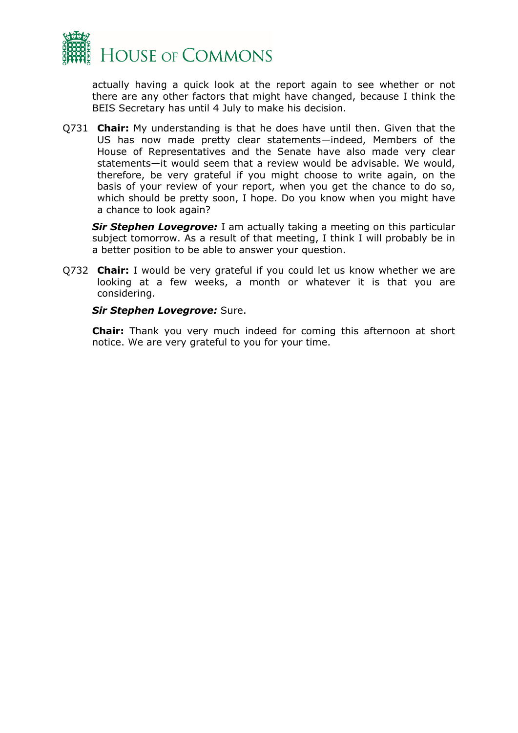actually having a quick look at the report again to see whether or not there are any other factors that might have changed, because I think the BEIS Secretary has until 4 July to make his decision.

Q731 **Chair:** My understanding is that he does have until then. Given that the US has now made pretty clear statements—indeed, Members of the House of Representatives and the Senate have also made very clear statements—it would seem that a review would be advisable. We would, therefore, be very grateful if you might choose to write again, on the basis of your review of your report, when you get the chance to do so, which should be pretty soon, I hope. Do you know when you might have a chance to look again?

***Sir Stephen Lovegrove:*** I am actually taking a meeting on this particular subject tomorrow. As a result of that meeting, I think I will probably be in a better position to be able to answer your question.

Q732 **Chair:** I would be very grateful if you could let us know whether we are looking at a few weeks, a month or whatever it is that you are considering.

***Sir Stephen Lovegrove:*** Sure.

**Chair:** Thank you very much indeed for coming this afternoon at short notice. We are very grateful to you for your time.